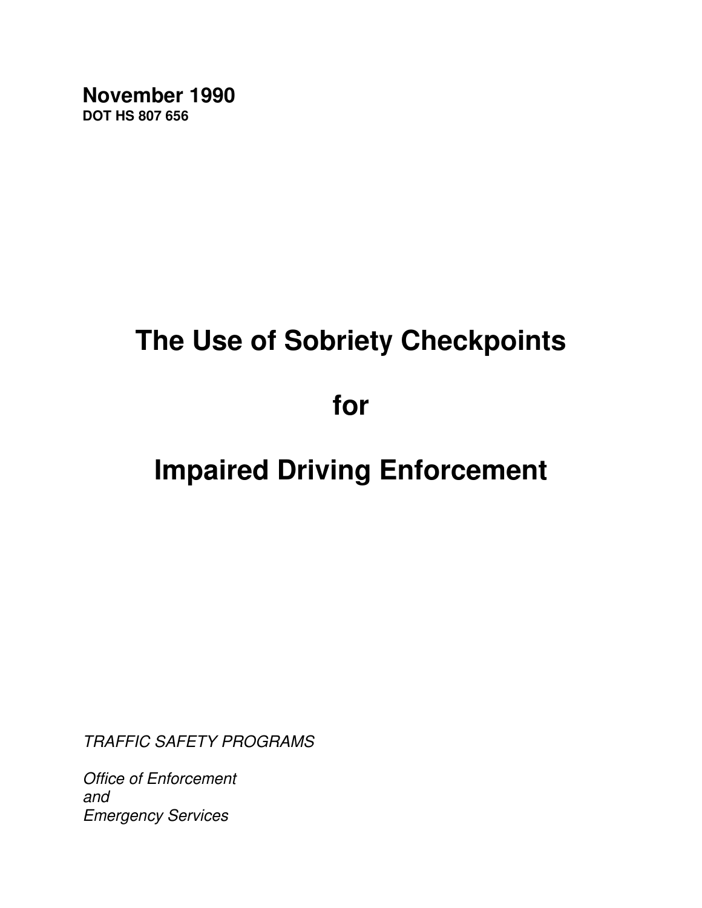**November 1990**
**DOT HS 807 656**

# The Use of Sobriety Checkpoints

# for

# Impaired Driving Enforcement

*TRAFFIC SAFETY PROGRAMS*

*Office of Enforcement*
*and*
*Emergency Services*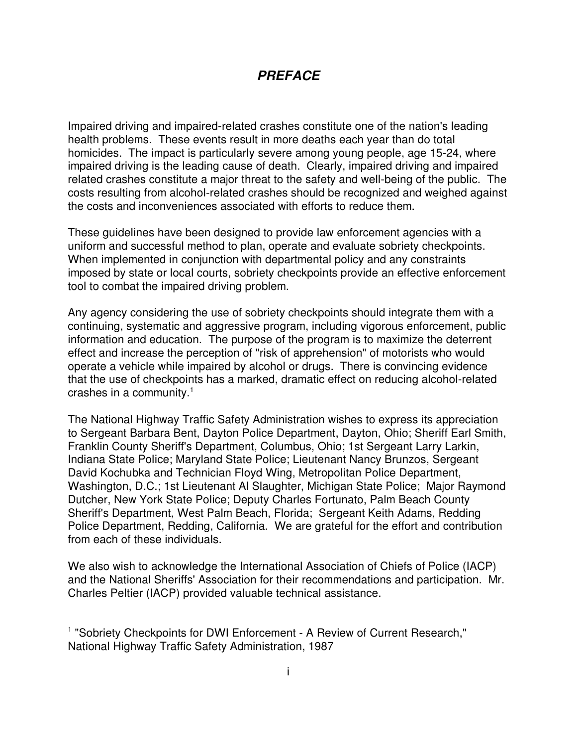# *PREFACE*

Impaired driving and impaired-related crashes constitute one of the nation's leading health problems. These events result in more deaths each year than do total homicides. The impact is particularly severe among young people, age 15-24, where impaired driving is the leading cause of death. Clearly, impaired driving and impaired related crashes constitute a major threat to the safety and well-being of the public. The costs resulting from alcohol-related crashes should be recognized and weighed against the costs and inconveniences associated with efforts to reduce them.

These guidelines have been designed to provide law enforcement agencies with a uniform and successful method to plan, operate and evaluate sobriety checkpoints. When implemented in conjunction with departmental policy and any constraints imposed by state or local courts, sobriety checkpoints provide an effective enforcement tool to combat the impaired driving problem.

Any agency considering the use of sobriety checkpoints should integrate them with a continuing, systematic and aggressive program, including vigorous enforcement, public information and education. The purpose of the program is to maximize the deterrent effect and increase the perception of "risk of apprehension" of motorists who would operate a vehicle while impaired by alcohol or drugs. There is convincing evidence that the use of checkpoints has a marked, dramatic effect on reducing alcohol-related crashes in a community.[1]

The National Highway Traffic Safety Administration wishes to express its appreciation to Sergeant Barbara Bent, Dayton Police Department, Dayton, Ohio; Sheriff Earl Smith, Franklin County Sheriff's Department, Columbus, Ohio; 1st Sergeant Larry Larkin, Indiana State Police; Maryland State Police; Lieutenant Nancy Brunzos, Sergeant David Kochubka and Technician Floyd Wing, Metropolitan Police Department, Washington, D.C.; 1st Lieutenant Al Slaughter, Michigan State Police; Major Raymond Dutcher, New York State Police; Deputy Charles Fortunato, Palm Beach County Sheriff's Department, West Palm Beach, Florida; Sergeant Keith Adams, Redding Police Department, Redding, California. We are grateful for the effort and contribution from each of these individuals.

We also wish to acknowledge the International Association of Chiefs of Police (IACP) and the National Sheriffs' Association for their recommendations and participation. Mr. Charles Peltier (IACP) provided valuable technical assistance.

[1] "Sobriety Checkpoints for DWI Enforcement - A Review of Current Research," National Highway Traffic Safety Administration, 1987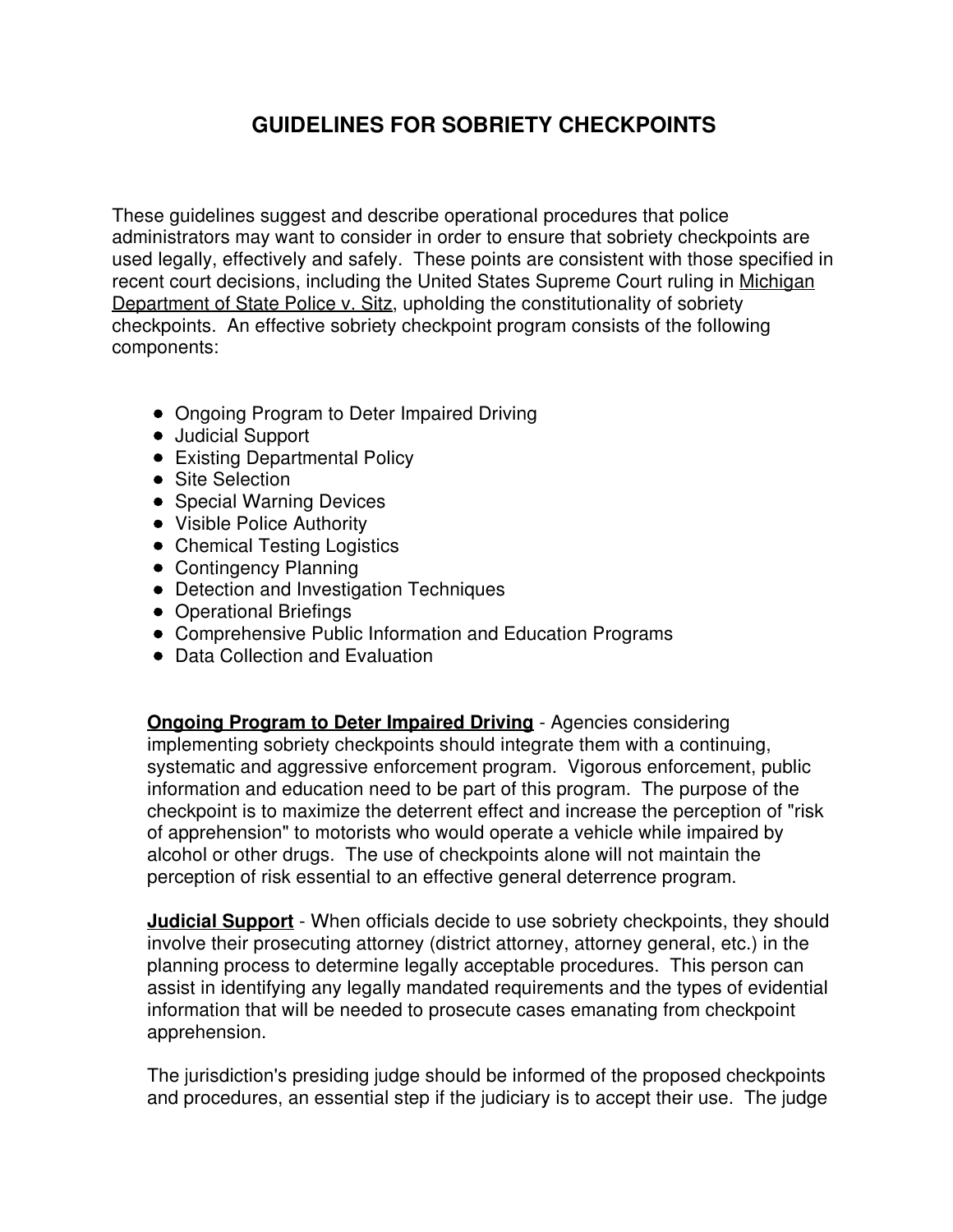# GUIDELINES FOR SOBRIETY CHECKPOINTS

These guidelines suggest and describe operational procedures that police administrators may want to consider in order to ensure that sobriety checkpoints are used legally, effectively and safely. These points are consistent with those specified in recent court decisions, including the United States Supreme Court ruling in Michigan Department of State Police v. Sitz, upholding the constitutionality of sobriety checkpoints. An effective sobriety checkpoint program consists of the following components:

- Ongoing Program to Deter Impaired Driving
- Judicial Support
- Existing Departmental Policy
- Site Selection
- Special Warning Devices
- Visible Police Authority
- Chemical Testing Logistics
- Contingency Planning
- Detection and Investigation Techniques
- Operational Briefings
- Comprehensive Public Information and Education Programs
- Data Collection and Evaluation

**Ongoing Program to Deter Impaired Driving** - Agencies considering implementing sobriety checkpoints should integrate them with a continuing, systematic and aggressive enforcement program. Vigorous enforcement, public information and education need to be part of this program. The purpose of the checkpoint is to maximize the deterrent effect and increase the perception of "risk of apprehension" to motorists who would operate a vehicle while impaired by alcohol or other drugs. The use of checkpoints alone will not maintain the perception of risk essential to an effective general deterrence program.

**Judicial Support** - When officials decide to use sobriety checkpoints, they should involve their prosecuting attorney (district attorney, attorney general, etc.) in the planning process to determine legally acceptable procedures. This person can assist in identifying any legally mandated requirements and the types of evidential information that will be needed to prosecute cases emanating from checkpoint apprehension.

The jurisdiction's presiding judge should be informed of the proposed checkpoints and procedures, an essential step if the judiciary is to accept their use. The judge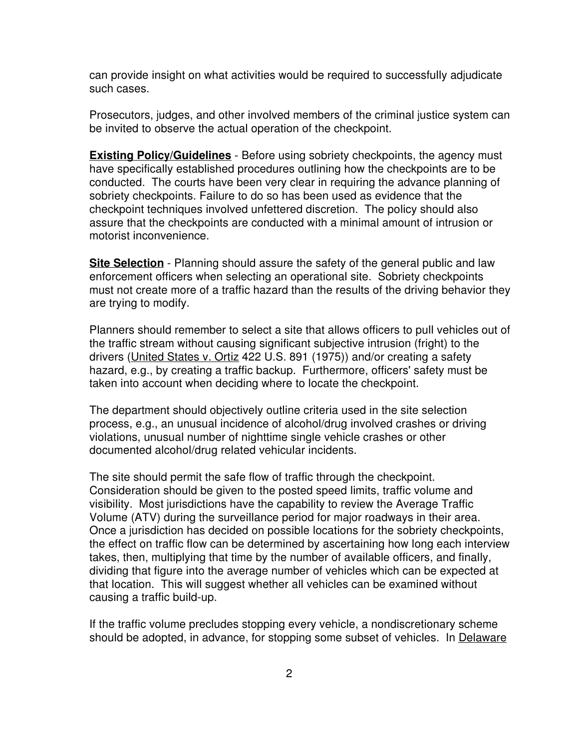can provide insight on what activities would be required to successfully adjudicate such cases.

Prosecutors, judges, and other involved members of the criminal justice system can be invited to observe the actual operation of the checkpoint.

**Existing Policy/Guidelines** - Before using sobriety checkpoints, the agency must have specifically established procedures outlining how the checkpoints are to be conducted. The courts have been very clear in requiring the advance planning of sobriety checkpoints. Failure to do so has been used as evidence that the checkpoint techniques involved unfettered discretion. The policy should also assure that the checkpoints are conducted with a minimal amount of intrusion or motorist inconvenience.

**Site Selection** - Planning should assure the safety of the general public and law enforcement officers when selecting an operational site. Sobriety checkpoints must not create more of a traffic hazard than the results of the driving behavior they are trying to modify.

Planners should remember to select a site that allows officers to pull vehicles out of the traffic stream without causing significant subjective intrusion (fright) to the drivers (United States v. Ortiz 422 U.S. 891 (1975)) and/or creating a safety hazard, e.g., by creating a traffic backup. Furthermore, officers' safety must be taken into account when deciding where to locate the checkpoint.

The department should objectively outline criteria used in the site selection process, e.g., an unusual incidence of alcohol/drug involved crashes or driving violations, unusual number of nighttime single vehicle crashes or other documented alcohol/drug related vehicular incidents.

The site should permit the safe flow of traffic through the checkpoint. Consideration should be given to the posted speed limits, traffic volume and visibility. Most jurisdictions have the capability to review the Average Traffic Volume (ATV) during the surveillance period for major roadways in their area. Once a jurisdiction has decided on possible locations for the sobriety checkpoints, the effect on traffic flow can be determined by ascertaining how long each interview takes, then, multiplying that time by the number of available officers, and finally, dividing that figure into the average number of vehicles which can be expected at that location. This will suggest whether all vehicles can be examined without causing a traffic build-up.

If the traffic volume precludes stopping every vehicle, a nondiscretionary scheme should be adopted, in advance, for stopping some subset of vehicles. In Delaware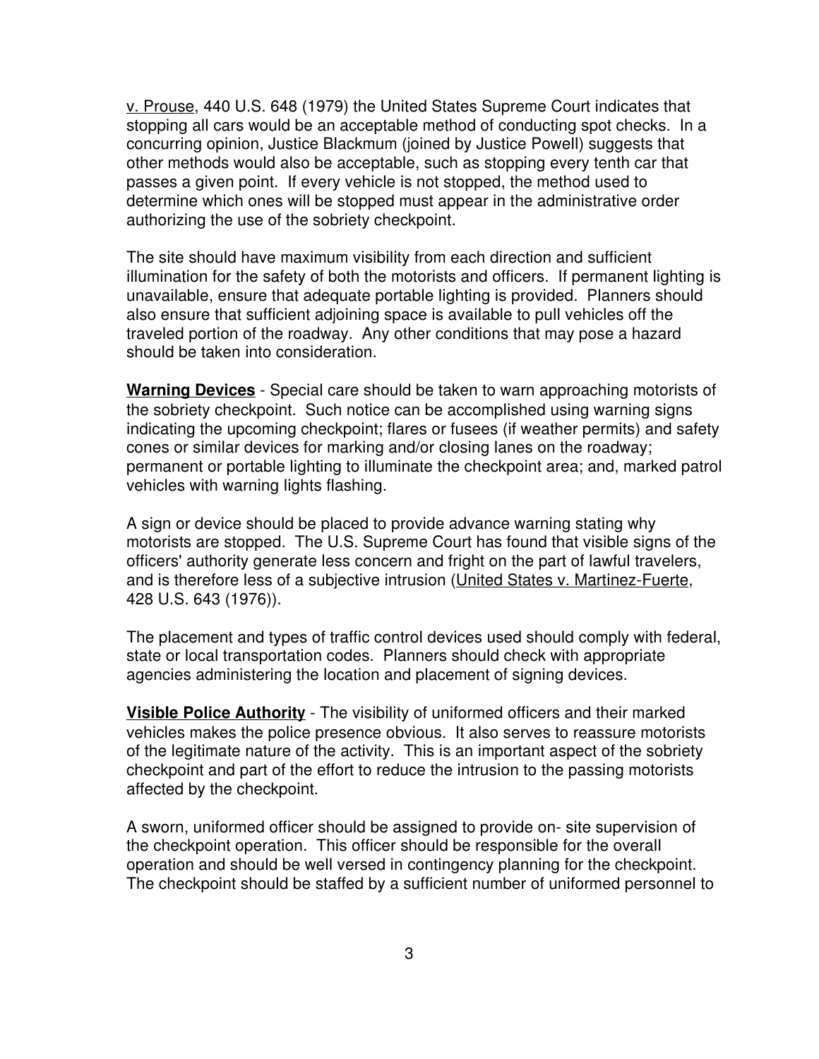v. Prouse, 440 U.S. 648 (1979) the United States Supreme Court indicates that stopping all cars would be an acceptable method of conducting spot checks. In a concurring opinion, Justice Blackmum (joined by Justice Powell) suggests that other methods would also be acceptable, such as stopping every tenth car that passes a given point. If every vehicle is not stopped, the method used to determine which ones will be stopped must appear in the administrative order authorizing the use of the sobriety checkpoint.

The site should have maximum visibility from each direction and sufficient illumination for the safety of both the motorists and officers. If permanent lighting is unavailable, ensure that adequate portable lighting is provided. Planners should also ensure that sufficient adjoining space is available to pull vehicles off the traveled portion of the roadway. Any other conditions that may pose a hazard should be taken into consideration.

**Warning Devices** - Special care should be taken to warn approaching motorists of the sobriety checkpoint. Such notice can be accomplished using warning signs indicating the upcoming checkpoint; flares or fusees (if weather permits) and safety cones or similar devices for marking and/or closing lanes on the roadway; permanent or portable lighting to illuminate the checkpoint area; and, marked patrol vehicles with warning lights flashing.

A sign or device should be placed to provide advance warning stating why motorists are stopped. The U.S. Supreme Court has found that visible signs of the officers' authority generate less concern and fright on the part of lawful travelers, and is therefore less of a subjective intrusion (United States v. Martinez-Fuerte, 428 U.S. 643 (1976)).

The placement and types of traffic control devices used should comply with federal, state or local transportation codes. Planners should check with appropriate agencies administering the location and placement of signing devices.

**Visible Police Authority** - The visibility of uniformed officers and their marked vehicles makes the police presence obvious. It also serves to reassure motorists of the legitimate nature of the activity. This is an important aspect of the sobriety checkpoint and part of the effort to reduce the intrusion to the passing motorists affected by the checkpoint.

A sworn, uniformed officer should be assigned to provide on- site supervision of the checkpoint operation. This officer should be responsible for the overall operation and should be well versed in contingency planning for the checkpoint. The checkpoint should be staffed by a sufficient number of uniformed personnel to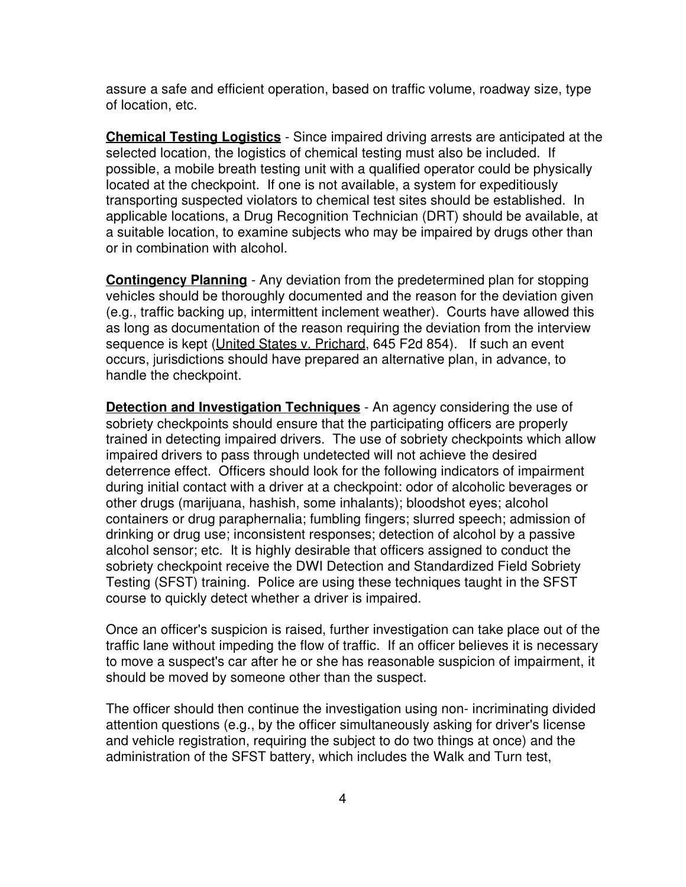assure a safe and efficient operation, based on traffic volume, roadway size, type of location, etc.

**Chemical Testing Logistics** - Since impaired driving arrests are anticipated at the selected location, the logistics of chemical testing must also be included. If possible, a mobile breath testing unit with a qualified operator could be physically located at the checkpoint. If one is not available, a system for expeditiously transporting suspected violators to chemical test sites should be established. In applicable locations, a Drug Recognition Technician (DRT) should be available, at a suitable location, to examine subjects who may be impaired by drugs other than or in combination with alcohol.

**Contingency Planning** - Any deviation from the predetermined plan for stopping vehicles should be thoroughly documented and the reason for the deviation given (e.g., traffic backing up, intermittent inclement weather). Courts have allowed this as long as documentation of the reason requiring the deviation from the interview sequence is kept (United States v. Prichard, 645 F2d 854). If such an event occurs, jurisdictions should have prepared an alternative plan, in advance, to handle the checkpoint.

**Detection and Investigation Techniques** - An agency considering the use of sobriety checkpoints should ensure that the participating officers are properly trained in detecting impaired drivers. The use of sobriety checkpoints which allow impaired drivers to pass through undetected will not achieve the desired deterrence effect. Officers should look for the following indicators of impairment during initial contact with a driver at a checkpoint: odor of alcoholic beverages or other drugs (marijuana, hashish, some inhalants); bloodshot eyes; alcohol containers or drug paraphernalia; fumbling fingers; slurred speech; admission of drinking or drug use; inconsistent responses; detection of alcohol by a passive alcohol sensor; etc. It is highly desirable that officers assigned to conduct the sobriety checkpoint receive the DWI Detection and Standardized Field Sobriety Testing (SFST) training. Police are using these techniques taught in the SFST course to quickly detect whether a driver is impaired.

Once an officer's suspicion is raised, further investigation can take place out of the traffic lane without impeding the flow of traffic. If an officer believes it is necessary to move a suspect's car after he or she has reasonable suspicion of impairment, it should be moved by someone other than the suspect.

The officer should then continue the investigation using non- incriminating divided attention questions (e.g., by the officer simultaneously asking for driver's license and vehicle registration, requiring the subject to do two things at once) and the administration of the SFST battery, which includes the Walk and Turn test,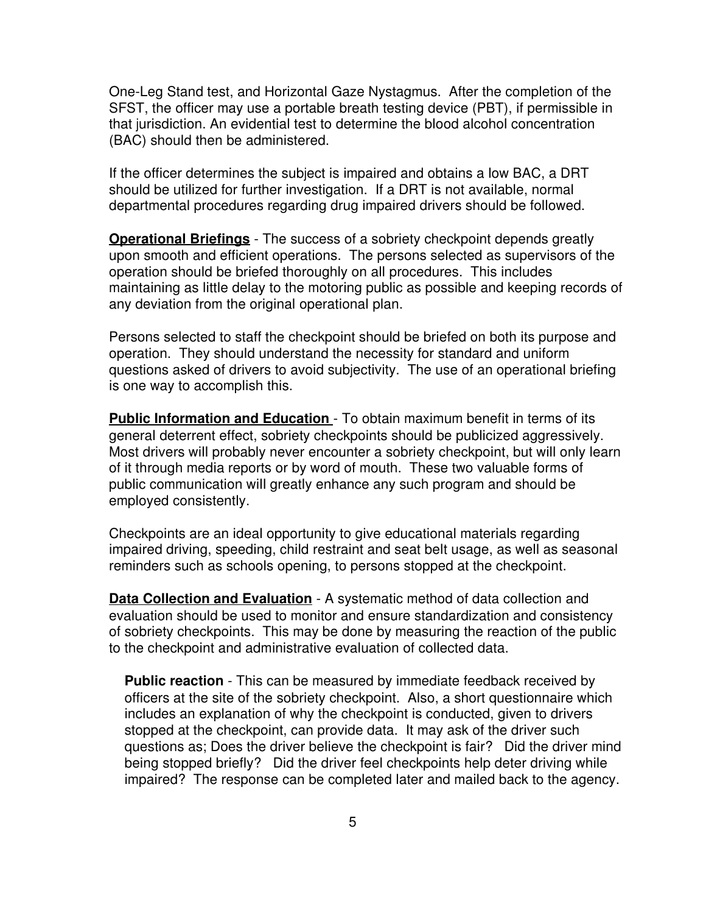One-Leg Stand test, and Horizontal Gaze Nystagmus. After the completion of the SFST, the officer may use a portable breath testing device (PBT), if permissible in that jurisdiction. An evidential test to determine the blood alcohol concentration (BAC) should then be administered.

If the officer determines the subject is impaired and obtains a low BAC, a DRT should be utilized for further investigation. If a DRT is not available, normal departmental procedures regarding drug impaired drivers should be followed.

**Operational Briefings** - The success of a sobriety checkpoint depends greatly upon smooth and efficient operations. The persons selected as supervisors of the operation should be briefed thoroughly on all procedures. This includes maintaining as little delay to the motoring public as possible and keeping records of any deviation from the original operational plan.

Persons selected to staff the checkpoint should be briefed on both its purpose and operation. They should understand the necessity for standard and uniform questions asked of drivers to avoid subjectivity. The use of an operational briefing is one way to accomplish this.

**Public Information and Education** - To obtain maximum benefit in terms of its general deterrent effect, sobriety checkpoints should be publicized aggressively. Most drivers will probably never encounter a sobriety checkpoint, but will only learn of it through media reports or by word of mouth. These two valuable forms of public communication will greatly enhance any such program and should be employed consistently.

Checkpoints are an ideal opportunity to give educational materials regarding impaired driving, speeding, child restraint and seat belt usage, as well as seasonal reminders such as schools opening, to persons stopped at the checkpoint.

**Data Collection and Evaluation** - A systematic method of data collection and evaluation should be used to monitor and ensure standardization and consistency of sobriety checkpoints. This may be done by measuring the reaction of the public to the checkpoint and administrative evaluation of collected data.

**Public reaction** - This can be measured by immediate feedback received by officers at the site of the sobriety checkpoint. Also, a short questionnaire which includes an explanation of why the checkpoint is conducted, given to drivers stopped at the checkpoint, can provide data. It may ask of the driver such questions as; Does the driver believe the checkpoint is fair? Did the driver mind being stopped briefly? Did the driver feel checkpoints help deter driving while impaired? The response can be completed later and mailed back to the agency.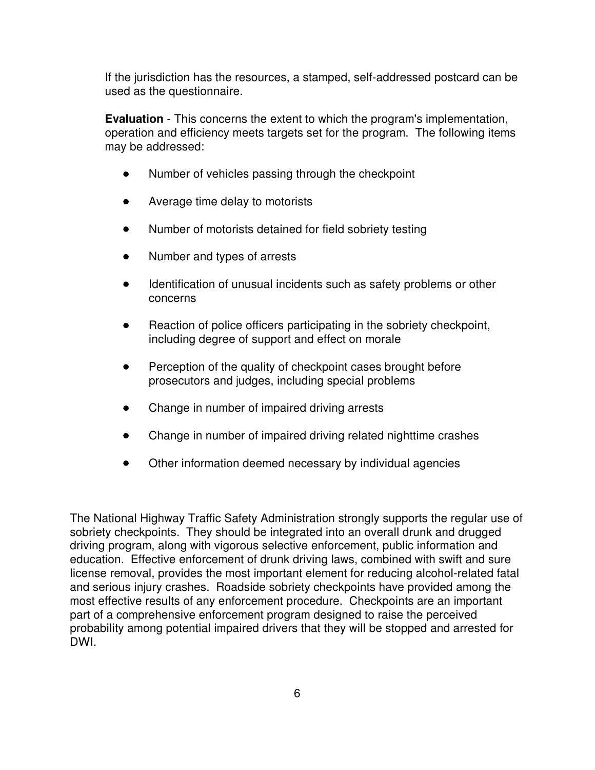If the jurisdiction has the resources, a stamped, self-addressed postcard can be used as the questionnaire.

**Evaluation** - This concerns the extent to which the program's implementation, operation and efficiency meets targets set for the program. The following items may be addressed:

- Number of vehicles passing through the checkpoint
- Average time delay to motorists
- Number of motorists detained for field sobriety testing
- Number and types of arrests
- Identification of unusual incidents such as safety problems or other concerns
- Reaction of police officers participating in the sobriety checkpoint, including degree of support and effect on morale
- Perception of the quality of checkpoint cases brought before prosecutors and judges, including special problems
- Change in number of impaired driving arrests
- Change in number of impaired driving related nighttime crashes
- Other information deemed necessary by individual agencies

The National Highway Traffic Safety Administration strongly supports the regular use of sobriety checkpoints. They should be integrated into an overall drunk and drugged driving program, along with vigorous selective enforcement, public information and education. Effective enforcement of drunk driving laws, combined with swift and sure license removal, provides the most important element for reducing alcohol-related fatal and serious injury crashes. Roadside sobriety checkpoints have provided among the most effective results of any enforcement procedure. Checkpoints are an important part of a comprehensive enforcement program designed to raise the perceived probability among potential impaired drivers that they will be stopped and arrested for DWI.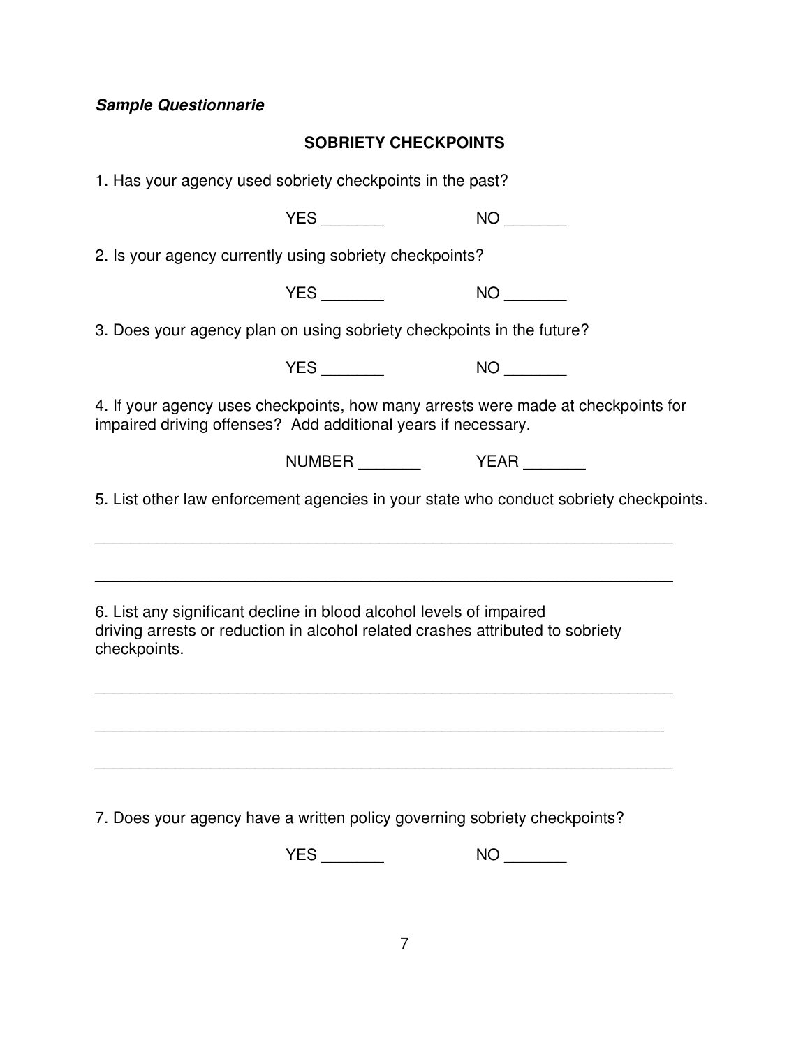***Sample Questionnarie***

**SOBRIETY CHECKPOINTS**

1. Has your agency used sobriety checkpoints in the past?

YES _______ NO _______

2. Is your agency currently using sobriety checkpoints?

YES _______ NO _______

3. Does your agency plan on using sobriety checkpoints in the future?

YES _______ NO _______

4. If your agency uses checkpoints, how many arrests were made at checkpoints for impaired driving offenses? Add additional years if necessary.

NUMBER _______ YEAR _______

5. List other law enforcement agencies in your state who conduct sobriety checkpoints.

_________________________________________________________________

_________________________________________________________________

6. List any significant decline in blood alcohol levels of impaired driving arrests or reduction in alcohol related crashes attributed to sobriety checkpoints.

_________________________________________________________________

_________________________________________________________________

_________________________________________________________________

7. Does your agency have a written policy governing sobriety checkpoints?

YES _______ NO _______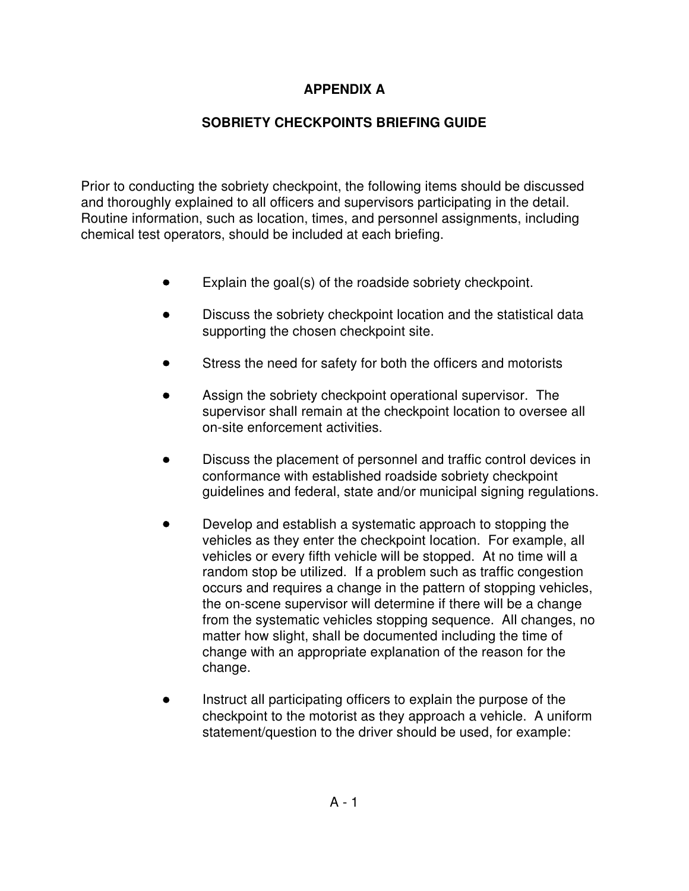# APPENDIX A

## SOBRIETY CHECKPOINTS BRIEFING GUIDE

Prior to conducting the sobriety checkpoint, the following items should be discussed and thoroughly explained to all officers and supervisors participating in the detail. Routine information, such as location, times, and personnel assignments, including chemical test operators, should be included at each briefing.

- Explain the goal(s) of the roadside sobriety checkpoint.
- Discuss the sobriety checkpoint location and the statistical data supporting the chosen checkpoint site.
- Stress the need for safety for both the officers and motorists
- Assign the sobriety checkpoint operational supervisor. The supervisor shall remain at the checkpoint location to oversee all on-site enforcement activities.
- Discuss the placement of personnel and traffic control devices in conformance with established roadside sobriety checkpoint guidelines and federal, state and/or municipal signing regulations.
- Develop and establish a systematic approach to stopping the vehicles as they enter the checkpoint location. For example, all vehicles or every fifth vehicle will be stopped. At no time will a random stop be utilized. If a problem such as traffic congestion occurs and requires a change in the pattern of stopping vehicles, the on-scene supervisor will determine if there will be a change from the systematic vehicles stopping sequence. All changes, no matter how slight, shall be documented including the time of change with an appropriate explanation of the reason for the change.
- Instruct all participating officers to explain the purpose of the checkpoint to the motorist as they approach a vehicle. A uniform statement/question to the driver should be used, for example: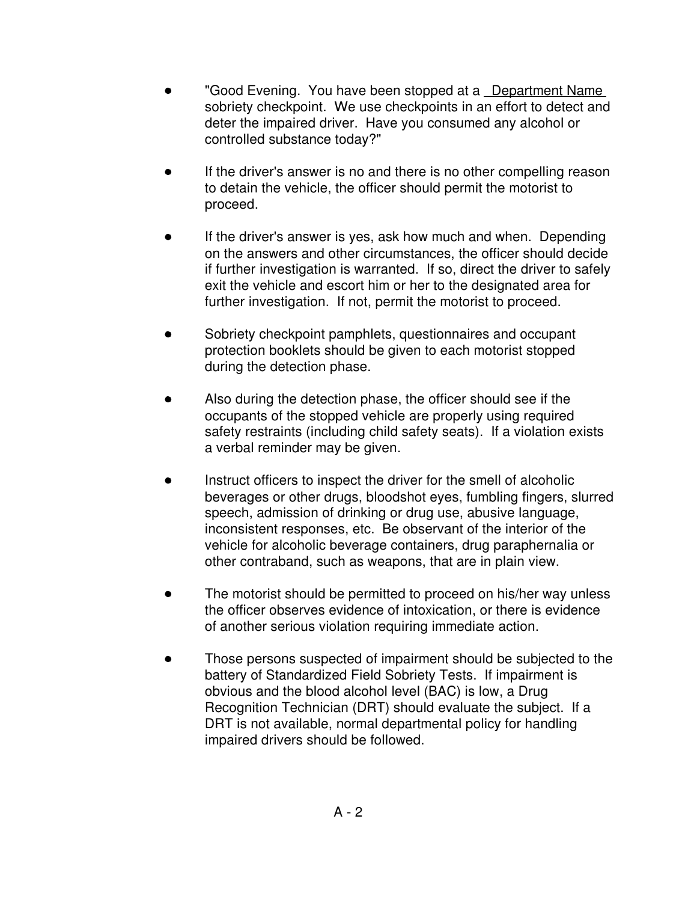- "Good Evening. You have been stopped at a Department Name sobriety checkpoint. We use checkpoints in an effort to detect and deter the impaired driver. Have you consumed any alcohol or controlled substance today?"

- If the driver's answer is no and there is no other compelling reason to detain the vehicle, the officer should permit the motorist to proceed.

- If the driver's answer is yes, ask how much and when. Depending on the answers and other circumstances, the officer should decide if further investigation is warranted. If so, direct the driver to safely exit the vehicle and escort him or her to the designated area for further investigation. If not, permit the motorist to proceed.

- Sobriety checkpoint pamphlets, questionnaires and occupant protection booklets should be given to each motorist stopped during the detection phase.

- Also during the detection phase, the officer should see if the occupants of the stopped vehicle are properly using required safety restraints (including child safety seats). If a violation exists a verbal reminder may be given.

- Instruct officers to inspect the driver for the smell of alcoholic beverages or other drugs, bloodshot eyes, fumbling fingers, slurred speech, admission of drinking or drug use, abusive language, inconsistent responses, etc. Be observant of the interior of the vehicle for alcoholic beverage containers, drug paraphernalia or other contraband, such as weapons, that are in plain view.

- The motorist should be permitted to proceed on his/her way unless the officer observes evidence of intoxication, or there is evidence of another serious violation requiring immediate action.

- Those persons suspected of impairment should be subjected to the battery of Standardized Field Sobriety Tests. If impairment is obvious and the blood alcohol level (BAC) is low, a Drug Recognition Technician (DRT) should evaluate the subject. If a DRT is not available, normal departmental policy for handling impaired drivers should be followed.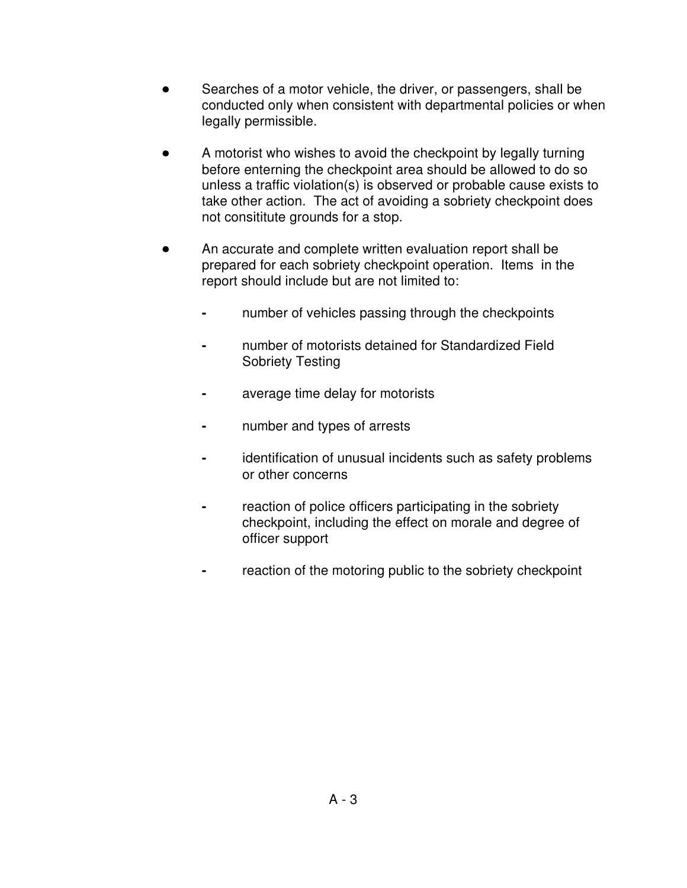- Searches of a motor vehicle, the driver, or passengers, shall be conducted only when consistent with departmental policies or when legally permissible.

- A motorist who wishes to avoid the checkpoint by legally turning before enterning the checkpoint area should be allowed to do so unless a traffic violation(s) is observed or probable cause exists to take other action. The act of avoiding a sobriety checkpoint does not consititute grounds for a stop.

- An accurate and complete written evaluation report shall be prepared for each sobriety checkpoint operation. Items in the report should include but are not limited to:

  - number of vehicles passing through the checkpoints

  - number of motorists detained for Standardized Field Sobriety Testing

  - average time delay for motorists

  - number and types of arrests

  - identification of unusual incidents such as safety problems or other concerns

  - reaction of police officers participating in the sobriety checkpoint, including the effect on morale and degree of officer support

  - reaction of the motoring public to the sobriety checkpoint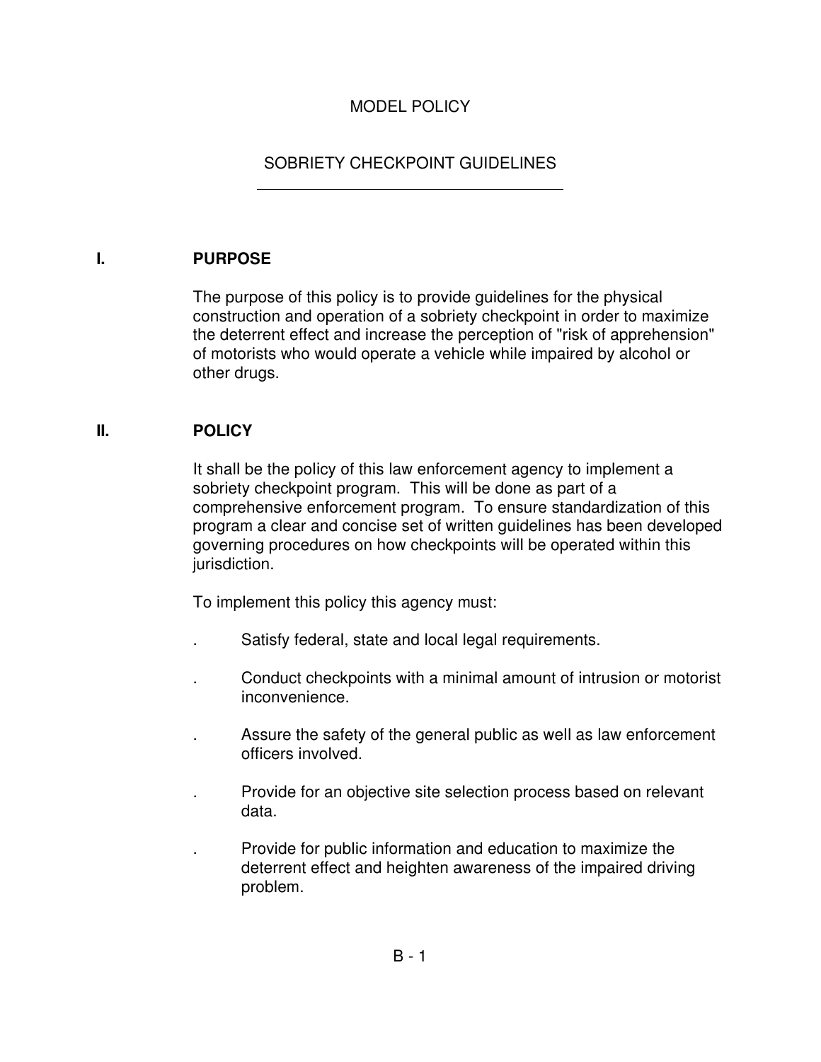# MODEL POLICY

## SOBRIETY CHECKPOINT GUIDELINES

## I. PURPOSE

The purpose of this policy is to provide guidelines for the physical construction and operation of a sobriety checkpoint in order to maximize the deterrent effect and increase the perception of "risk of apprehension" of motorists who would operate a vehicle while impaired by alcohol or other drugs.

## II. POLICY

It shall be the policy of this law enforcement agency to implement a sobriety checkpoint program. This will be done as part of a comprehensive enforcement program. To ensure standardization of this program a clear and concise set of written guidelines has been developed governing procedures on how checkpoints will be operated within this jurisdiction.

To implement this policy this agency must:

- Satisfy federal, state and local legal requirements.
- Conduct checkpoints with a minimal amount of intrusion or motorist inconvenience.
- Assure the safety of the general public as well as law enforcement officers involved.
- Provide for an objective site selection process based on relevant data.
- Provide for public information and education to maximize the deterrent effect and heighten awareness of the impaired driving problem.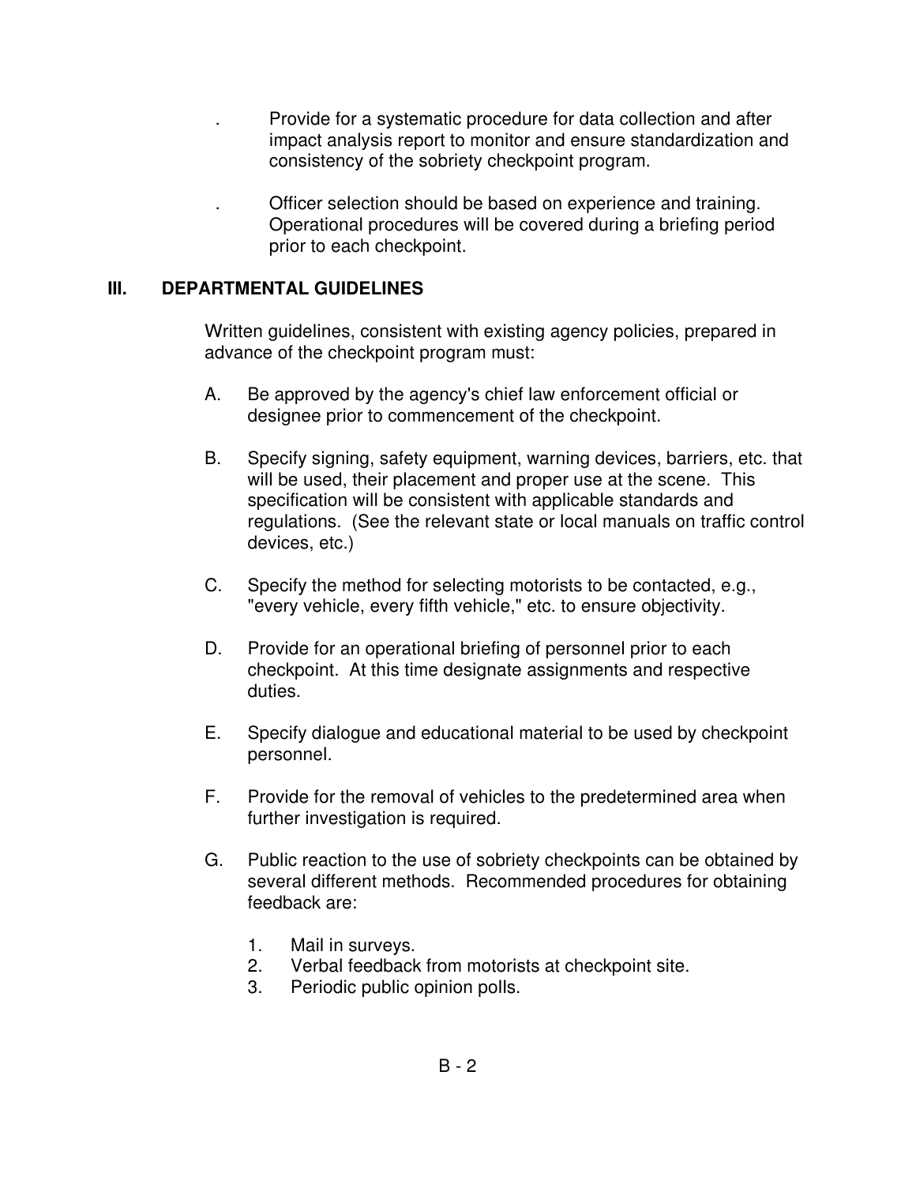. Provide for a systematic procedure for data collection and after impact analysis report to monitor and ensure standardization and consistency of the sobriety checkpoint program.

. Officer selection should be based on experience and training. Operational procedures will be covered during a briefing period prior to each checkpoint.

## III. DEPARTMENTAL GUIDELINES

Written guidelines, consistent with existing agency policies, prepared in advance of the checkpoint program must:

A. Be approved by the agency's chief law enforcement official or designee prior to commencement of the checkpoint.

B. Specify signing, safety equipment, warning devices, barriers, etc. that will be used, their placement and proper use at the scene. This specification will be consistent with applicable standards and regulations. (See the relevant state or local manuals on traffic control devices, etc.)

C. Specify the method for selecting motorists to be contacted, e.g., "every vehicle, every fifth vehicle," etc. to ensure objectivity.

D. Provide for an operational briefing of personnel prior to each checkpoint. At this time designate assignments and respective duties.

E. Specify dialogue and educational material to be used by checkpoint personnel.

F. Provide for the removal of vehicles to the predetermined area when further investigation is required.

G. Public reaction to the use of sobriety checkpoints can be obtained by several different methods. Recommended procedures for obtaining feedback are:

1. Mail in surveys.
2. Verbal feedback from motorists at checkpoint site.
3. Periodic public opinion polls.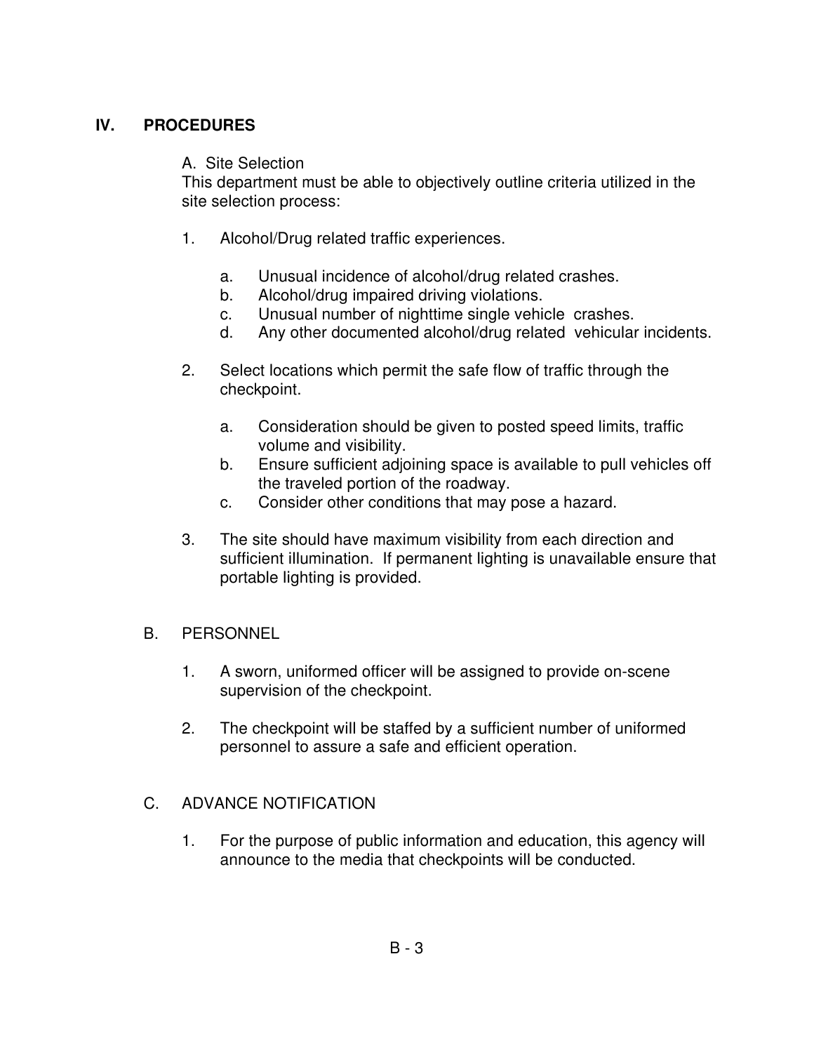## IV. PROCEDURES

A. Site Selection

This department must be able to objectively outline criteria utilized in the site selection process:

1. Alcohol/Drug related traffic experiences.
    a. Unusual incidence of alcohol/drug related crashes.
    b. Alcohol/drug impaired driving violations.
    c. Unusual number of nighttime single vehicle crashes.
    d. Any other documented alcohol/drug related vehicular incidents.

2. Select locations which permit the safe flow of traffic through the checkpoint.
    a. Consideration should be given to posted speed limits, traffic volume and visibility.
    b. Ensure sufficient adjoining space is available to pull vehicles off the traveled portion of the roadway.
    c. Consider other conditions that may pose a hazard.

3. The site should have maximum visibility from each direction and sufficient illumination. If permanent lighting is unavailable ensure that portable lighting is provided.

B. PERSONNEL

1. A sworn, uniformed officer will be assigned to provide on-scene supervision of the checkpoint.

2. The checkpoint will be staffed by a sufficient number of uniformed personnel to assure a safe and efficient operation.

C. ADVANCE NOTIFICATION

1. For the purpose of public information and education, this agency will announce to the media that checkpoints will be conducted.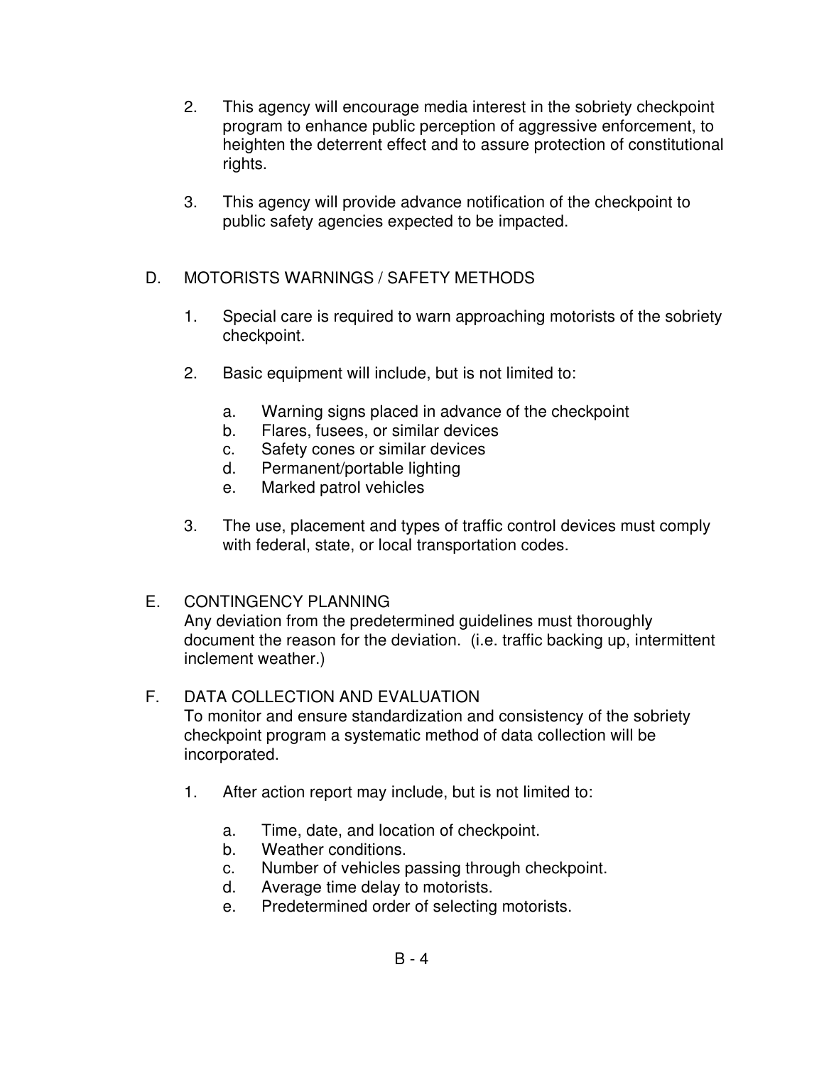2. This agency will encourage media interest in the sobriety checkpoint program to enhance public perception of aggressive enforcement, to heighten the deterrent effect and to assure protection of constitutional rights.

3. This agency will provide advance notification of the checkpoint to public safety agencies expected to be impacted.

D. MOTORISTS WARNINGS / SAFETY METHODS

1. Special care is required to warn approaching motorists of the sobriety checkpoint.

2. Basic equipment will include, but is not limited to:

    a. Warning signs placed in advance of the checkpoint
    b. Flares, fusees, or similar devices
    c. Safety cones or similar devices
    d. Permanent/portable lighting
    e. Marked patrol vehicles

3. The use, placement and types of traffic control devices must comply with federal, state, or local transportation codes.

E. CONTINGENCY PLANNING

Any deviation from the predetermined guidelines must thoroughly document the reason for the deviation. (i.e. traffic backing up, intermittent inclement weather.)

F. DATA COLLECTION AND EVALUATION

To monitor and ensure standardization and consistency of the sobriety checkpoint program a systematic method of data collection will be incorporated.

1. After action report may include, but is not limited to:

    a. Time, date, and location of checkpoint.
    b. Weather conditions.
    c. Number of vehicles passing through checkpoint.
    d. Average time delay to motorists.
    e. Predetermined order of selecting motorists.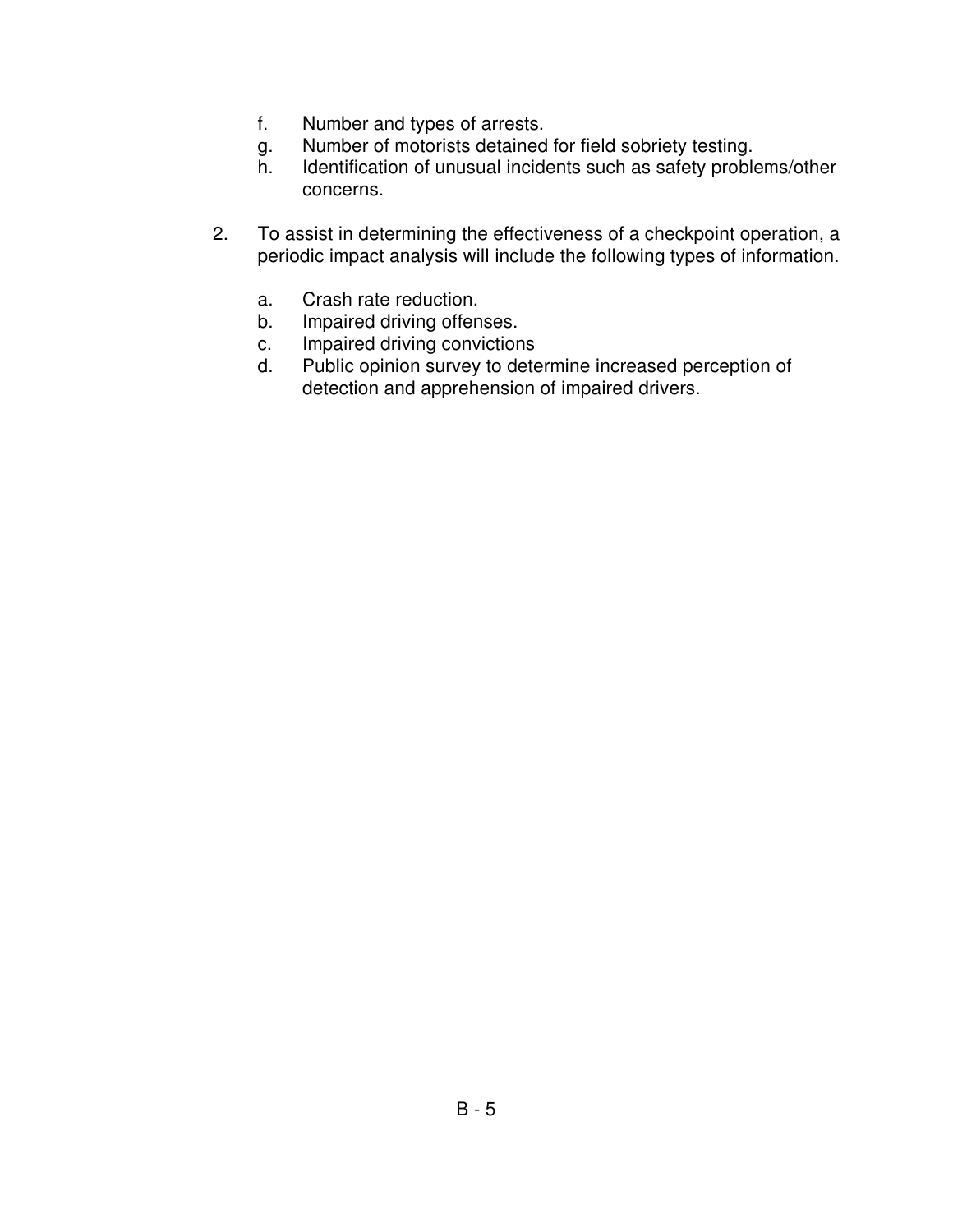f. Number and types of arrests.
g. Number of motorists detained for field sobriety testing.
h. Identification of unusual incidents such as safety problems/other concerns.

2. To assist in determining the effectiveness of a checkpoint operation, a periodic impact analysis will include the following types of information.

   a. Crash rate reduction.
   b. Impaired driving offenses.
   c. Impaired driving convictions
   d. Public opinion survey to determine increased perception of detection and apprehension of impaired drivers.